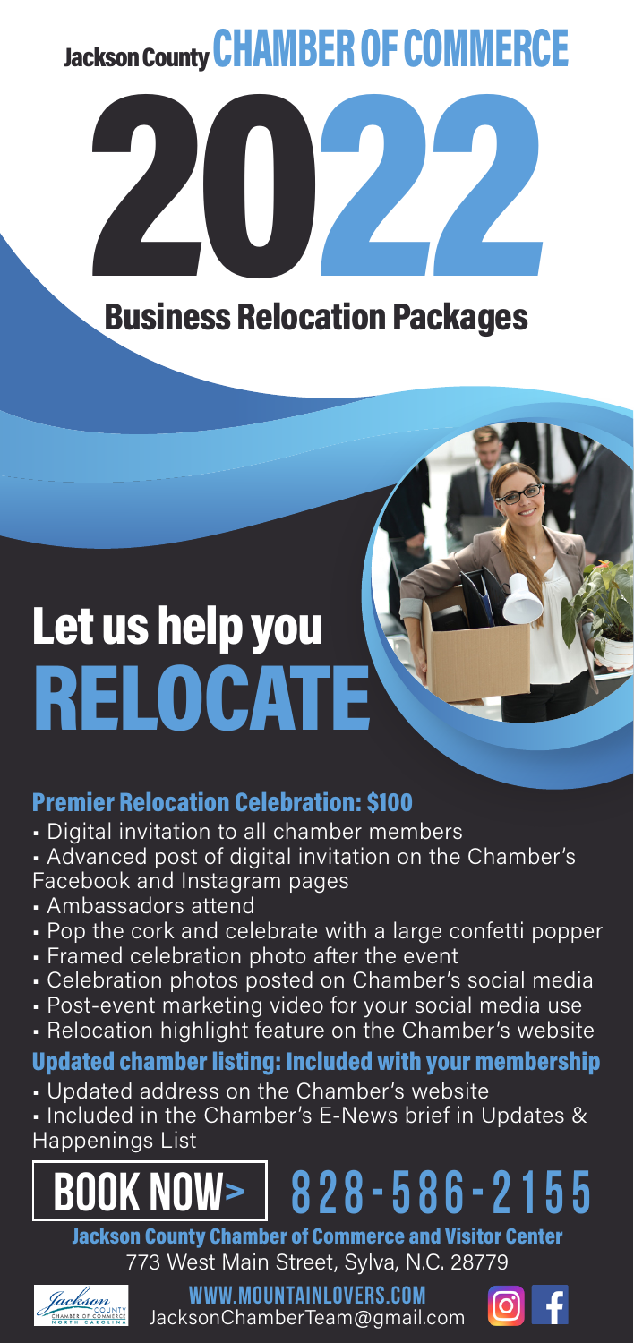# Jackson County CHAMBER OF COMMERCE

# 2022

## Business Relocation Packages

# Let us help you RELOCATE

### Premier Relocation Celebration: $100

- Digital invitation to all chamber members
- Advanced post of digital invitation on the Chamber's Facebook and Instagram pages
- Ambassadors attend
- Pop the cork and celebrate with a large confetti popper
- Framed celebration photo after the event
- Celebration photos posted on Chamber's social media
- Post-event marketing video for your social media use
- Relocation highlight feature on the Chamber's website

### Updated chamber listing: Included with your membership

- Updated address on the Chamber's website
- Included in the Chamber's E-News brief in Updates & Happenings List

**BOOK NOW>** **828-586-2155**

**Jackson County Chamber of Commerce and Visitor Center**
773 West Main Street, Sylva, N.C. 28779

**WWW.MOUNTAINLOVERS.COM**
JacksonChamberTeam@gmail.com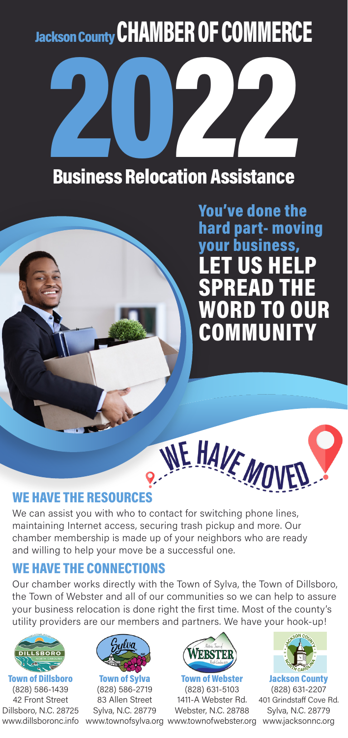# Jackson County CHAMBER OF COMMERCE

# 2022

## Business Relocation Assistance

**You've done the hard part- moving your business,**

**LET US HELP SPREAD THE WORD TO OUR COMMUNITY**

WE HAVE MOVED

## WE HAVE THE RESOURCES

We can assist you with who to contact for switching phone lines, maintaining Internet access, securing trash pickup and more. Our chamber membership is made up of your neighbors who are ready and willing to help your move be a successful one.

## WE HAVE THE CONNECTIONS

Our chamber works directly with the Town of Sylva, the Town of Dillsboro, the Town of Webster and all of our communities so we can help to assure your business relocation is done right the first time. Most of the county's utility providers are our members and partners. We have your hook-up!

**Town of Dillsboro**
(828) 586-1439
42 Front Street
Dillsboro, N.C. 28725
www.dillsboronc.info

**Town of Sylva**
(828) 586-2719
83 Allen Street
Sylva, N.C. 28779
www.townofsylva.org

**Town of Webster**
(828) 631-5103
1411-A Webster Rd.
Webster, N.C. 28788
www.townofwebster.org

**Jackson County**
(828) 631-2207
401 Grindstaff Cove Rd.
Sylva, N.C. 28779
www.jacksonnc.org